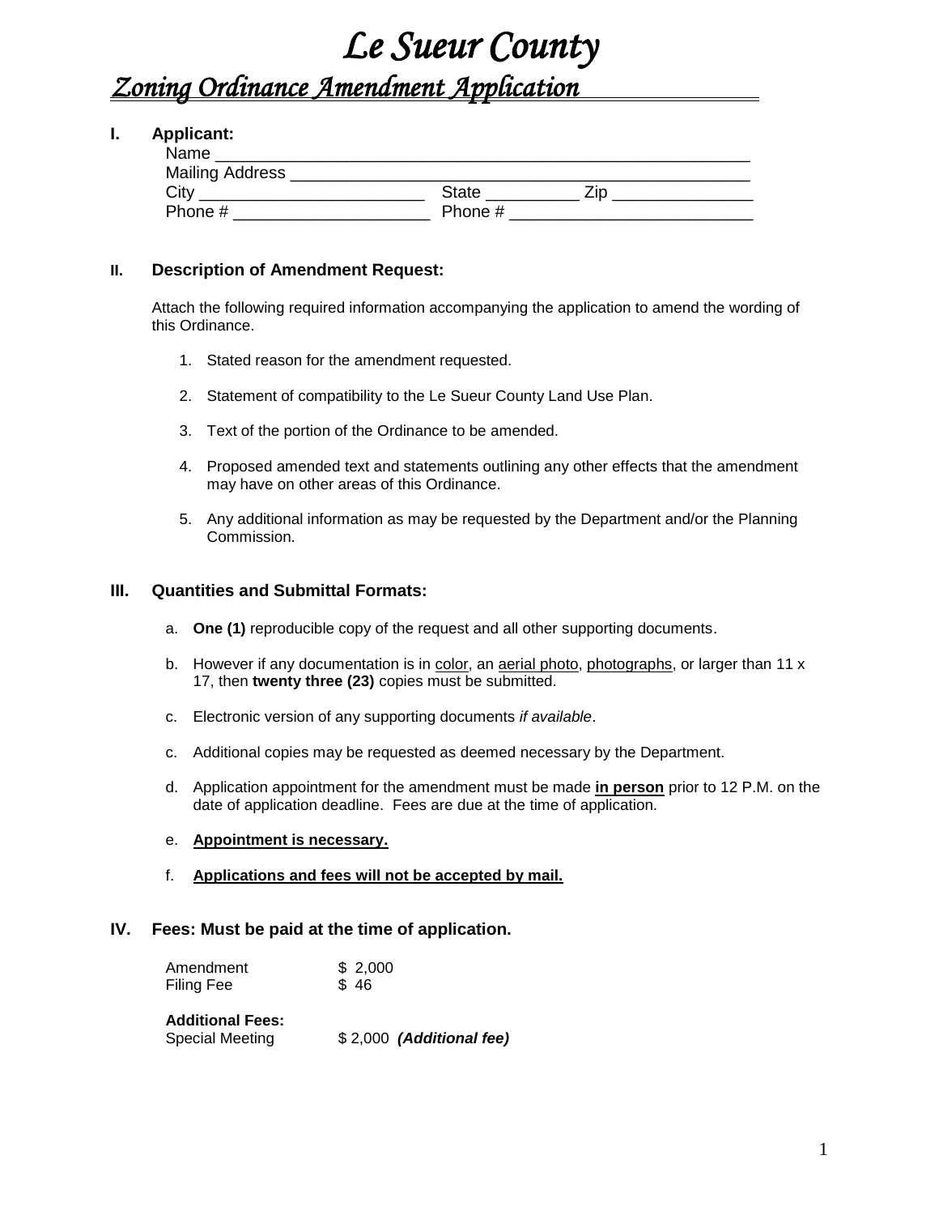# *Le Sueur County*

## *Zoning Ordinance Amendment Application*

**I. Applicant:**

Name ___________________________________________________________

Mailing Address ____________________________________________________

City ________________________ State __________ Zip _______________

Phone # ____________________ Phone # _________________________

**II. Description of Amendment Request:**

Attach the following required information accompanying the application to amend the wording of this Ordinance.

1. Stated reason for the amendment requested.
2. Statement of compatibility to the Le Sueur County Land Use Plan.
3. Text of the portion of the Ordinance to be amended.
4. Proposed amended text and statements outlining any other effects that the amendment may have on other areas of this Ordinance.
5. Any additional information as may be requested by the Department and/or the Planning Commission.

**III. Quantities and Submittal Formats:**

a. **One (1)** reproducible copy of the request and all other supporting documents.

b. However if any documentation is in <u>color</u>, an <u>aerial photo</u>, <u>photographs</u>, or larger than 11 x 17, then **twenty three (23)** copies must be submitted.

c. Electronic version of any supporting documents *if available*.

c. Additional copies may be requested as deemed necessary by the Department.

d. Application appointment for the amendment must be made **<u>in person</u>** prior to 12 P.M. on the date of application deadline. Fees are due at the time of application.

e. **<u>Appointment is necessary.</u>**

f. **<u>Applications and fees will not be accepted by mail.</u>**

**IV. Fees: Must be paid at the time of application.**

| | |
|---|---|
| Amendment | $ 2,000 |
| Filing Fee | $ 46 |

**Additional Fees:**

| | |
|---|---|
| Special Meeting | $ 2,000 ***(Additional fee)*** |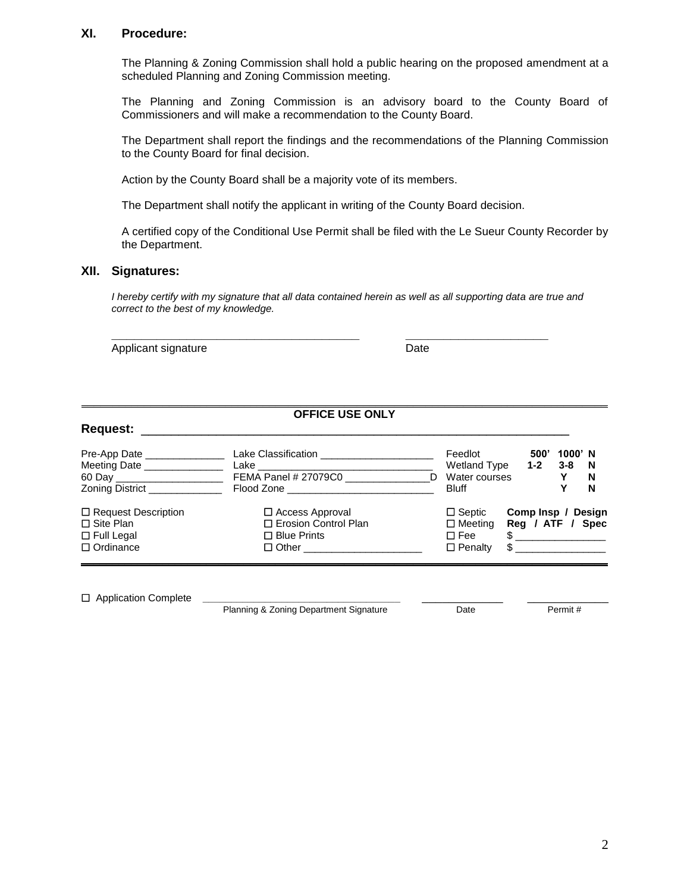## XI. Procedure:

The Planning & Zoning Commission shall hold a public hearing on the proposed amendment at a scheduled Planning and Zoning Commission meeting.

The Planning and Zoning Commission is an advisory board to the County Board of Commissioners and will make a recommendation to the County Board.

The Department shall report the findings and the recommendations of the Planning Commission to the County Board for final decision.

Action by the County Board shall be a majority vote of its members.

The Department shall notify the applicant in writing of the County Board decision.

A certified copy of the Conditional Use Permit shall be filed with the Le Sueur County Recorder by the Department.

## XII. Signatures:

*I hereby certify with my signature that all data contained herein as well as all supporting data are true and correct to the best of my knowledge.*

_________________________________________ &nbsp;&nbsp;&nbsp;&nbsp; ________________________

Applicant signature &nbsp;&nbsp;&nbsp;&nbsp; Date

---

**OFFICE USE ONLY**

**Request:** ____________________________________________________________________

| | | | |
|---|---|---|---|
| Pre-App Date ______________ | Lake Classification ____________________ | Feedlot | **500'** **1000'** **N** |
| Meeting Date ______________ | Lake ________________________________ | Wetland Type | **1-2** **3-8** **N** |
| 60 Day ___________________ | FEMA Panel # 27079C0 _______________D | Water courses | **Y** **N** |
| Zoning District _____________ | Flood Zone __________________________ | Bluff | **Y** **N** |

| | | | |
|---|---|---|---|
| ☐ Request Description | ☐ Access Approval | ☐ Septic | **Comp Insp / Design** |
| ☐ Site Plan | ☐ Erosion Control Plan | ☐ Meeting | **Reg / ATF / Spec** |
| ☐ Full Legal | ☐ Blue Prints | ☐ Fee | $ ________________ |
| ☐ Ordinance | ☐ Other _____________________ | ☐ Penalty | $ ________________ |

---

☐ Application Complete ___________________________________ &nbsp;&nbsp; ______________ &nbsp;&nbsp; ______________

Planning & Zoning Department Signature &nbsp;&nbsp;&nbsp;&nbsp; Date &nbsp;&nbsp;&nbsp;&nbsp; Permit #